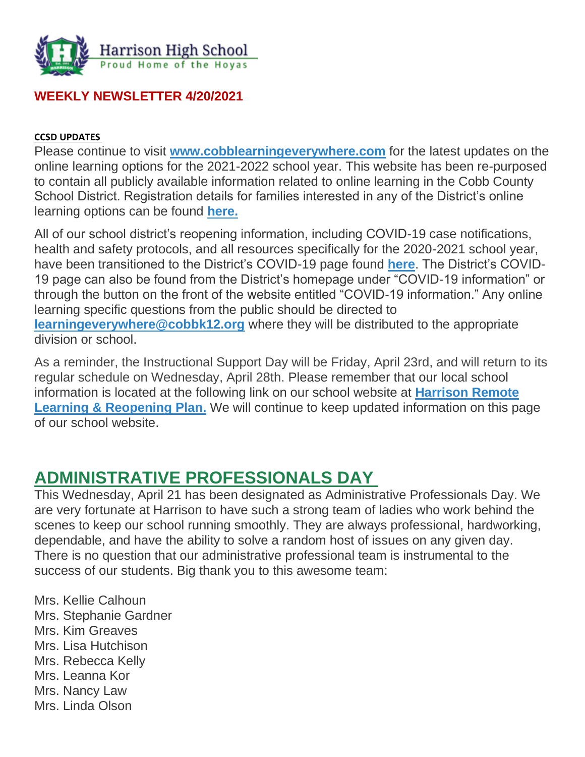Harrison High School
Proud Home of the Hoyas

**WEEKLY NEWSLETTER 4/20/2021**

**CCSD UPDATES**

Please continue to visit **www.cobblearningeverywhere.com** for the latest updates on the online learning options for the 2021-2022 school year. This website has been re-purposed to contain all publicly available information related to online learning in the Cobb County School District. Registration details for families interested in any of the District's online learning options can be found **here.**

All of our school district's reopening information, including COVID-19 case notifications, health and safety protocols, and all resources specifically for the 2020-2021 school year, have been transitioned to the District's COVID-19 page found **here**. The District's COVID-19 page can also be found from the District's homepage under "COVID-19 information" or through the button on the front of the website entitled "COVID-19 information." Any online learning specific questions from the public should be directed to **learningeverywhere@cobbk12.org** where they will be distributed to the appropriate division or school.

As a reminder, the Instructional Support Day will be Friday, April 23rd, and will return to its regular schedule on Wednesday, April 28th. Please remember that our local school information is located at the following link on our school website at **Harrison Remote Learning & Reopening Plan.** We will continue to keep updated information on this page of our school website.

## ADMINISTRATIVE PROFESSIONALS DAY

This Wednesday, April 21 has been designated as Administrative Professionals Day. We are very fortunate at Harrison to have such a strong team of ladies who work behind the scenes to keep our school running smoothly. They are always professional, hardworking, dependable, and have the ability to solve a random host of issues on any given day. There is no question that our administrative professional team is instrumental to the success of our students. Big thank you to this awesome team:

Mrs. Kellie Calhoun
Mrs. Stephanie Gardner
Mrs. Kim Greaves
Mrs. Lisa Hutchison
Mrs. Rebecca Kelly
Mrs. Leanna Kor
Mrs. Nancy Law
Mrs. Linda Olson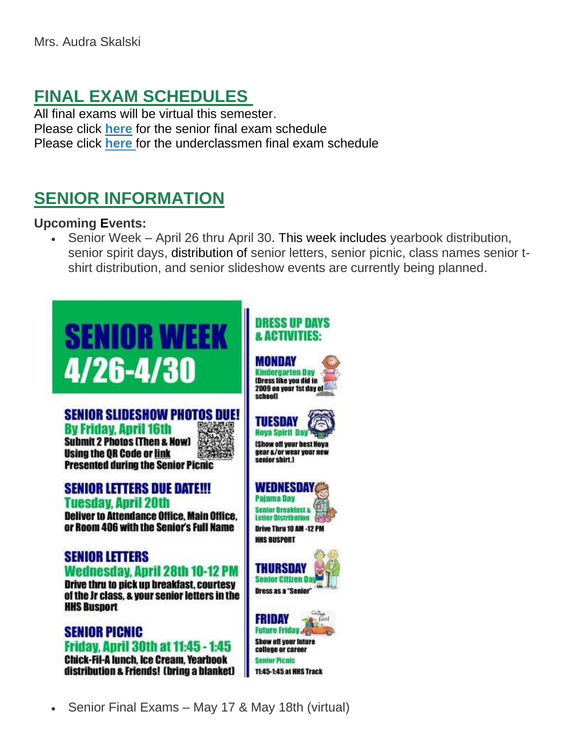Mrs. Audra Skalski

## FINAL EXAM SCHEDULES

All final exams will be virtual this semester.
Please click **here** for the senior final exam schedule
Please click **here** for the underclassmen final exam schedule

## SENIOR INFORMATION

**Upcoming Events:**

- Senior Week – April 26 thru April 30. This week includes yearbook distribution, senior spirit days, distribution of senior letters, senior picnic, class names senior t-shirt distribution, and senior slideshow events are currently being planned.

# SENIOR WEEK 4/26-4/30

**SENIOR SLIDESHOW PHOTOS DUE!**
**By Friday, April 16th**
Submit 2 Photos (Then & Now)
Using the QR Code or link
Presented during the Senior Picnic

**SENIOR LETTERS DUE DATE!!!**
**Tuesday, April 20th**
Deliver to Attendance Office, Main Office, or Room 406 with the Senior's Full Name

**SENIOR LETTERS**
**Wednesday, April 28th 10-12 PM**
Drive thru to pick up breakfast, courtesy of the Jr class, & your senior letters in the HHS Busport

**SENIOR PICNIC**
**Friday, April 30th at 11:45 - 1:45**
Chick-Fil-A lunch, Ice Cream, Yearbook distribution & Friends! (bring a blanket)

**DRESS UP DAYS & ACTIVITIES:**

**MONDAY**
Kindergarten Day
(Dress like you did in 2009 on your 1st day of school)

**TUESDAY**
Hoya Spirit Day
(Show off your best Hoya gear &/or wear your new senior shirt.)

**WEDNESDAY**
Pajama Day
Senior Breakfast & Letter Distribution
Drive Thru 10 AM -12 PM
HHS BUSPORT

**THURSDAY**
Senior Citizen Day
Dress as a "Senior"

**FRIDAY**
Future Friday
Show off your future college or career
Senior Picnic
11:45-1:45 at HHS Track

- Senior Final Exams – May 17 & May 18th (virtual)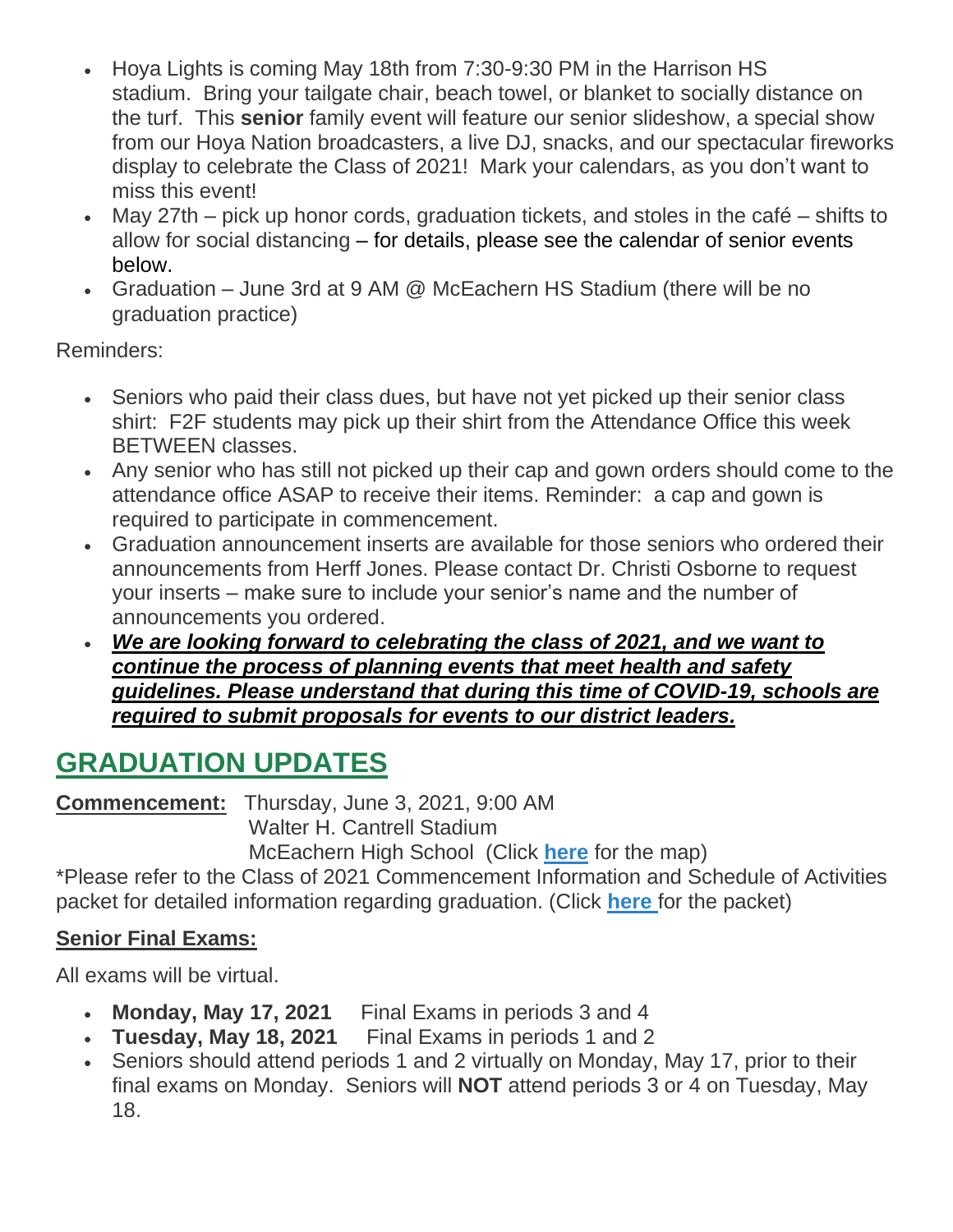- Hoya Lights is coming May 18th from 7:30-9:30 PM in the Harrison HS stadium. Bring your tailgate chair, beach towel, or blanket to socially distance on the turf. This **senior** family event will feature our senior slideshow, a special show from our Hoya Nation broadcasters, a live DJ, snacks, and our spectacular fireworks display to celebrate the Class of 2021! Mark your calendars, as you don't want to miss this event!
- May 27th – pick up honor cords, graduation tickets, and stoles in the café – shifts to allow for social distancing – for details, please see the calendar of senior events below.
- Graduation – June 3rd at 9 AM @ McEachern HS Stadium (there will be no graduation practice)

Reminders:

- Seniors who paid their class dues, but have not yet picked up their senior class shirt: F2F students may pick up their shirt from the Attendance Office this week BETWEEN classes.
- Any senior who has still not picked up their cap and gown orders should come to the attendance office ASAP to receive their items. Reminder: a cap and gown is required to participate in commencement.
- Graduation announcement inserts are available for those seniors who ordered their announcements from Herff Jones. Please contact Dr. Christi Osborne to request your inserts – make sure to include your senior's name and the number of announcements you ordered.
- ***We are looking forward to celebrating the class of 2021, and we want to continue the process of planning events that meet health and safety guidelines. Please understand that during this time of COVID-19, schools are required to submit proposals for events to our district leaders.***

## GRADUATION UPDATES

**Commencement:** Thursday, June 3, 2021, 9:00 AM
Walter H. Cantrell Stadium
McEachern High School (Click **here** for the map)

*Please refer to the Class of 2021 Commencement Information and Schedule of Activities packet for detailed information regarding graduation. (Click **here** for the packet)

**Senior Final Exams:**

All exams will be virtual.

- **Monday, May 17, 2021** Final Exams in periods 3 and 4
- **Tuesday, May 18, 2021** Final Exams in periods 1 and 2
- Seniors should attend periods 1 and 2 virtually on Monday, May 17, prior to their final exams on Monday. Seniors will **NOT** attend periods 3 or 4 on Tuesday, May 18.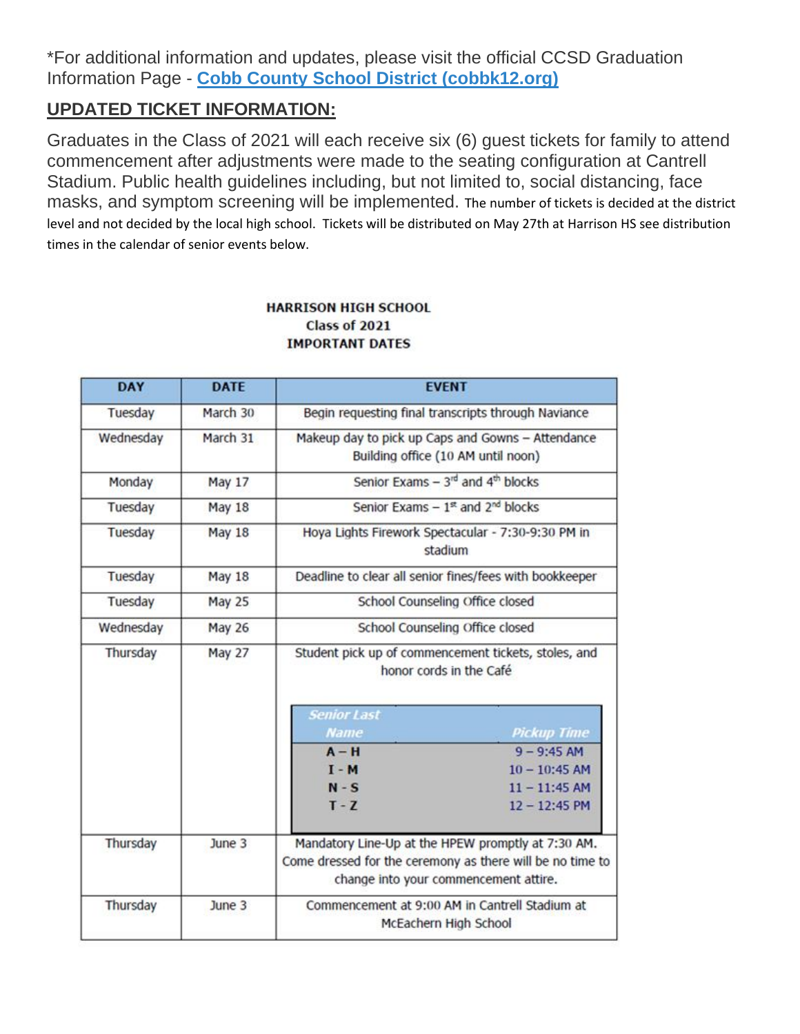*For additional information and updates, please visit the official CCSD Graduation Information Page - **[Cobb County School District (cobbk12.org)]**

## UPDATED TICKET INFORMATION:

Graduates in the Class of 2021 will each receive six (6) guest tickets for family to attend commencement after adjustments were made to the seating configuration at Cantrell Stadium. Public health guidelines including, but not limited to, social distancing, face masks, and symptom screening will be implemented. The number of tickets is decided at the district level and not decided by the local high school. Tickets will be distributed on May 27th at Harrison HS see distribution times in the calendar of senior events below.

**HARRISON HIGH SCHOOL**
**Class of 2021**
**IMPORTANT DATES**

| DAY | DATE | EVENT |
|---|---|---|
| Tuesday | March 30 | Begin requesting final transcripts through Naviance |
| Wednesday | March 31 | Makeup day to pick up Caps and Gowns – Attendance Building office (10 AM until noon) |
| Monday | May 17 | Senior Exams – 3rd and 4th blocks |
| Tuesday | May 18 | Senior Exams – 1st and 2nd blocks |
| Tuesday | May 18 | Hoya Lights Firework Spectacular - 7:30-9:30 PM in stadium |
| Tuesday | May 18 | Deadline to clear all senior fines/fees with bookkeeper |
| Tuesday | May 25 | School Counseling Office closed |
| Wednesday | May 26 | School Counseling Office closed |
| Thursday | May 27 | Student pick up of commencement tickets, stoles, and honor cords in the Café<br>*Senior Last Name* / *Pickup Time*:<br>A – H: 9 – 9:45 AM<br>I - M: 10 – 10:45 AM<br>N - S: 11 – 11:45 AM<br>T - Z: 12 – 12:45 PM |
| Thursday | June 3 | Mandatory Line-Up at the HPEW promptly at 7:30 AM. Come dressed for the ceremony as there will be no time to change into your commencement attire. |
| Thursday | June 3 | Commencement at 9:00 AM in Cantrell Stadium at McEachern High School |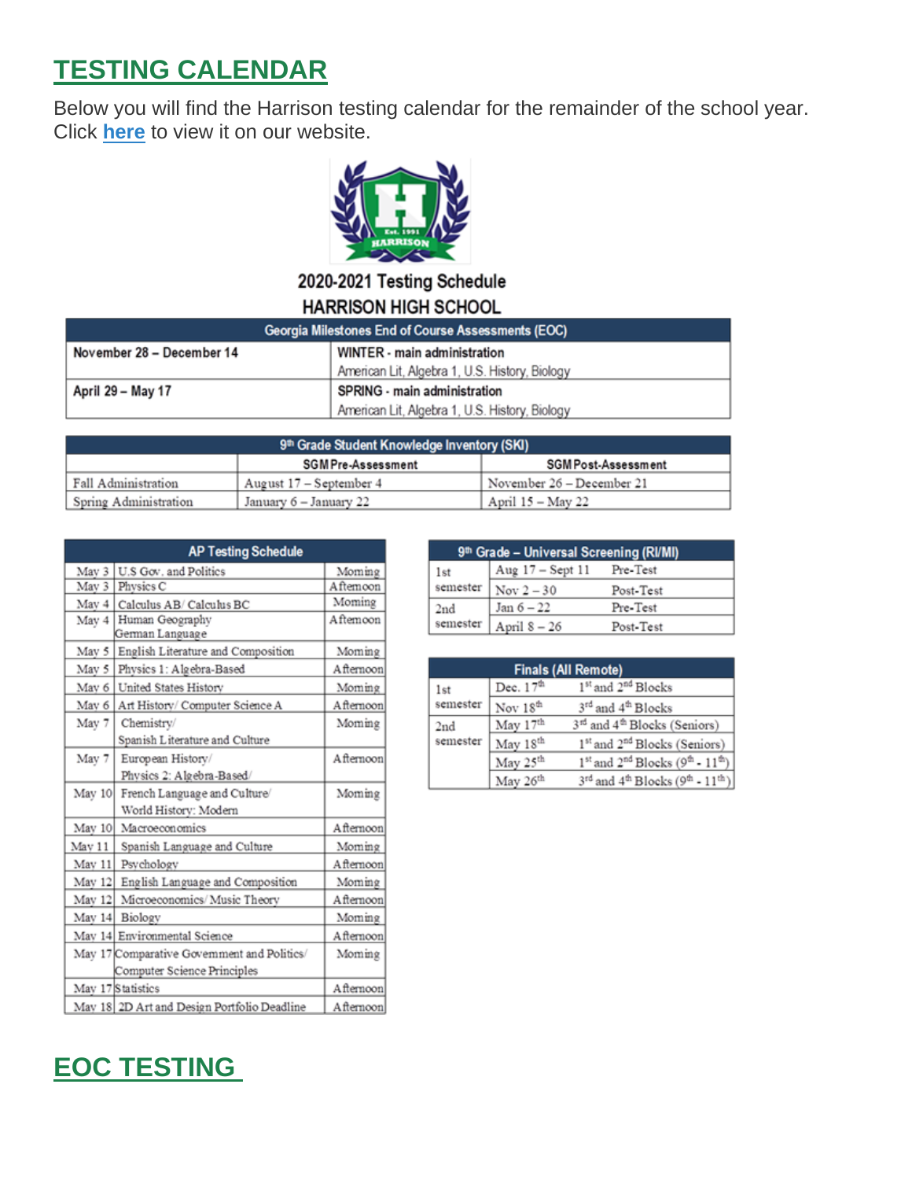## TESTING CALENDAR

Below you will find the Harrison testing calendar for the remainder of the school year. Click **here** to view it on our website.

**2020-2021 Testing Schedule**

**HARRISON HIGH SCHOOL**

| Georgia Milestones End of Course Assessments (EOC) | |
|---|---|
| **November 28 – December 14** | **WINTER - main administration**<br>American Lit, Algebra 1, U.S. History, Biology |
| **April 29 – May 17** | **SPRING - main administration**<br>American Lit, Algebra 1, U.S. History, Biology |

| 9th Grade Student Knowledge Inventory (SKI) | | |
|---|---|---|
| | SGM Pre-Assessment | SGM Post-Assessment |
| Fall Administration | August 17 – September 4 | November 26 – December 21 |
| Spring Administration | January 6 – January 22 | April 15 – May 22 |

| AP Testing Schedule | | |
|---|---|---|
| May 3 | U.S Gov. and Politics | Morning |
| May 3 | Physics C | Afternoon |
| May 4 | Calculus AB/ Calculus BC | Morning |
| May 4 | Human Geography<br>German Language | Afternoon |
| May 5 | English Literature and Composition | Morning |
| May 5 | Physics 1: Algebra-Based | Afternoon |
| May 6 | United States History | Morning |
| May 6 | Art History/ Computer Science A | Afternoon |
| May 7 | Chemistry/<br>Spanish Literature and Culture | Morning |
| May 7 | European History/<br>Physics 2: Algebra-Based/ | Afternoon |
| May 10 | French Language and Culture/<br>World History: Modern | Morning |
| May 10 | Macroeconomics | Afternoon |
| May 11 | Spanish Language and Culture | Morning |
| May 11 | Psychology | Afternoon |
| May 12 | English Language and Composition | Morning |
| May 12 | Microeconomics/ Music Theory | Afternoon |
| May 14 | Biology | Morning |
| May 14 | Environmental Science | Afternoon |
| May 17 | Comparative Government and Politics/<br>Computer Science Principles | Morning |
| May 17 | Statistics | Afternoon |
| May 18 | 2D Art and Design Portfolio Deadline | Afternoon |

| 9th Grade – Universal Screening (RI/MI) | | |
|---|---|---|
| 1st semester | Aug 17 – Sept 11 | Pre-Test |
| | Nov 2 – 30 | Post-Test |
| 2nd semester | Jan 6 – 22 | Pre-Test |
| | April 8 – 26 | Post-Test |

| Finals (All Remote) | | |
|---|---|---|
| 1st semester | Dec. 17th | 1st and 2nd Blocks |
| | Nov 18th | 3rd and 4th Blocks |
| 2nd semester | May 17th | 3rd and 4th Blocks (Seniors) |
| | May 18th | 1st and 2nd Blocks (Seniors) |
| | May 25th | 1st and 2nd Blocks (9th - 11th) |
| | May 26th | 3rd and 4th Blocks (9th - 11th) |

## EOC TESTING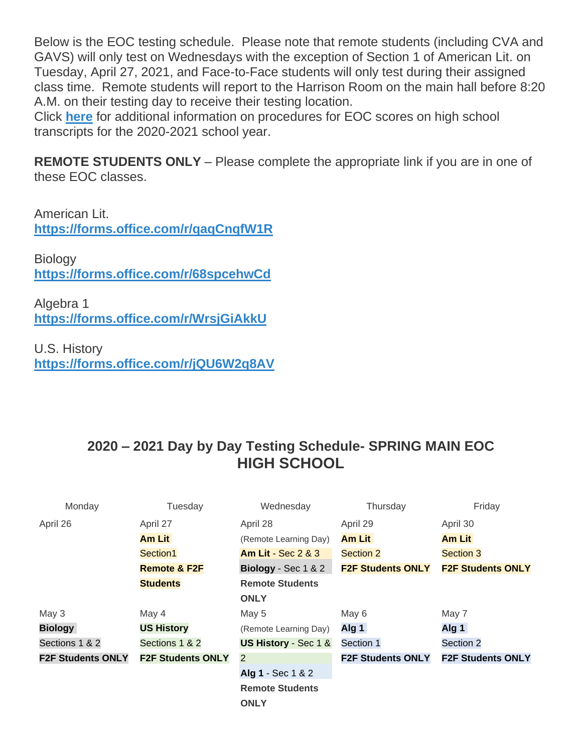Below is the EOC testing schedule. Please note that remote students (including CVA and GAVS) will only test on Wednesdays with the exception of Section 1 of American Lit. on Tuesday, April 27, 2021, and Face-to-Face students will only test during their assigned class time. Remote students will report to the Harrison Room on the main hall before 8:20 A.M. on their testing day to receive their testing location.
Click **here** for additional information on procedures for EOC scores on high school transcripts for the 2020-2021 school year.

**REMOTE STUDENTS ONLY** – Please complete the appropriate link if you are in one of these EOC classes.

American Lit.
**https://forms.office.com/r/qaqCnqfW1R**

Biology
**https://forms.office.com/r/68spcehwCd**

Algebra 1
**https://forms.office.com/r/WrsjGiAkkU**

U.S. History
**https://forms.office.com/r/jQU6W2q8AV**

## 2020 – 2021 Day by Day Testing Schedule- SPRING MAIN EOC HIGH SCHOOL

| Monday | Tuesday | Wednesday | Thursday | Friday |
|---|---|---|---|---|
| April 26 | April 27<br>**Am Lit**<br>Section1<br>**Remote & F2F Students** | April 28<br>(Remote Learning Day)<br>**Am Lit** - Sec 2 & 3<br>**Biology** - Sec 1 & 2<br>**Remote Students ONLY** | April 29<br>**Am Lit**<br>Section 2<br>**F2F Students ONLY** | April 30<br>**Am Lit**<br>Section 3<br>**F2F Students ONLY** |
| May 3<br>**Biology**<br>Sections 1 & 2<br>**F2F Students ONLY** | May 4<br>**US History**<br>Sections 1 & 2<br>**F2F Students ONLY** | May 5<br>(Remote Learning Day)<br>**US History** - Sec 1 & 2<br>**Alg 1** - Sec 1 & 2<br>**Remote Students ONLY** | May 6<br>**Alg 1**<br>Section 1<br>**F2F Students ONLY** | May 7<br>**Alg 1**<br>Section 2<br>**F2F Students ONLY** |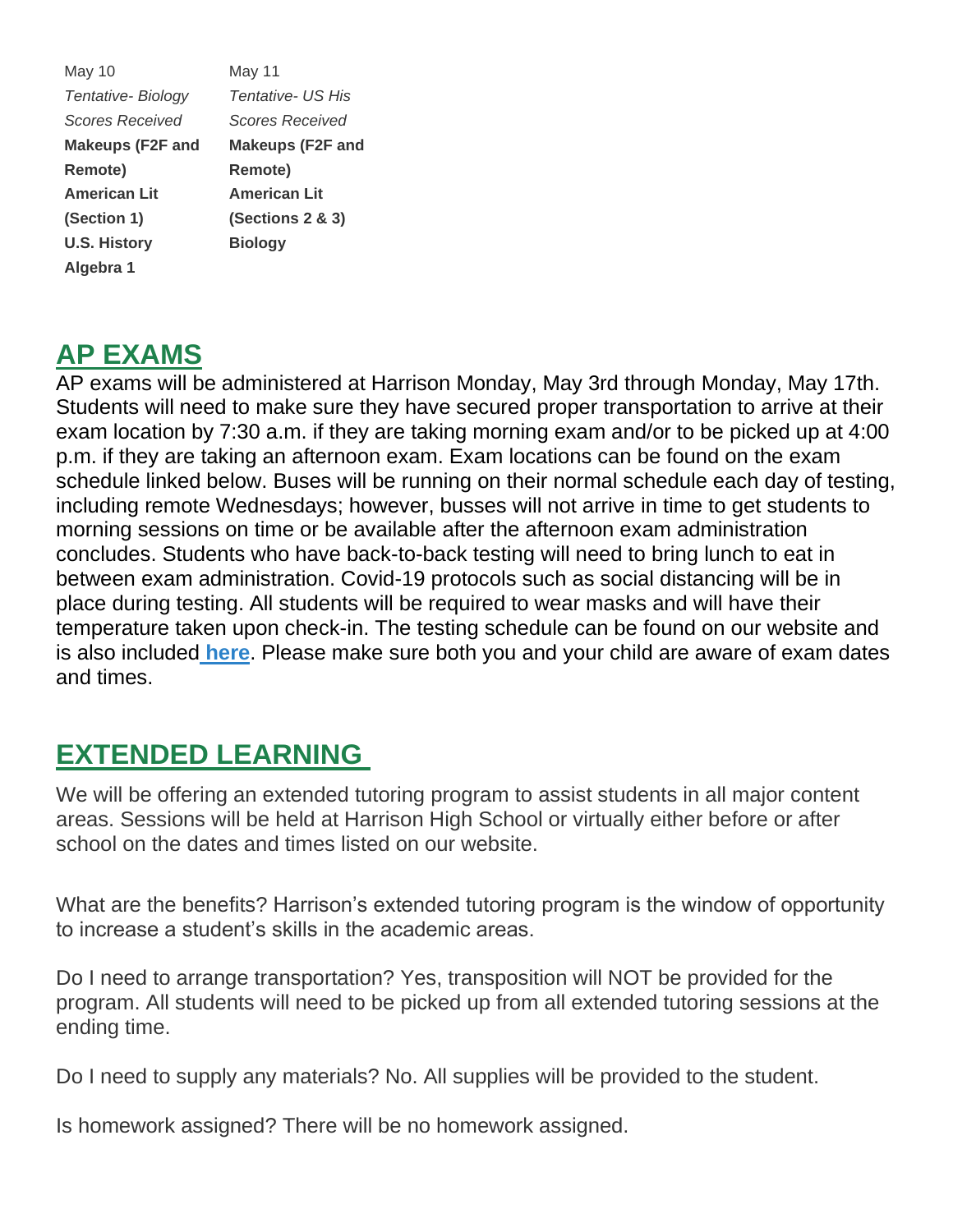| May 10 | May 11 |
| --- | --- |
| *Tentative- Biology Scores Received* | *Tentative- US His Scores Received* |
| **Makeups (F2F and Remote)** | **Makeups (F2F and Remote)** |
| **American Lit (Section 1)** | **American Lit (Sections 2 & 3)** |
| **U.S. History** | **Biology** |
| **Algebra 1** | |

## AP EXAMS

AP exams will be administered at Harrison Monday, May 3rd through Monday, May 17th. Students will need to make sure they have secured proper transportation to arrive at their exam location by 7:30 a.m. if they are taking morning exam and/or to be picked up at 4:00 p.m. if they are taking an afternoon exam. Exam locations can be found on the exam schedule linked below. Buses will be running on their normal schedule each day of testing, including remote Wednesdays; however, busses will not arrive in time to get students to morning sessions on time or be available after the afternoon exam administration concludes. Students who have back-to-back testing will need to bring lunch to eat in between exam administration. Covid-19 protocols such as social distancing will be in place during testing. All students will be required to wear masks and will have their temperature taken upon check-in. The testing schedule can be found on our website and is also included **here**. Please make sure both you and your child are aware of exam dates and times.

## EXTENDED LEARNING

We will be offering an extended tutoring program to assist students in all major content areas. Sessions will be held at Harrison High School or virtually either before or after school on the dates and times listed on our website.

What are the benefits? Harrison's extended tutoring program is the window of opportunity to increase a student's skills in the academic areas.

Do I need to arrange transportation? Yes, transposition will NOT be provided for the program. All students will need to be picked up from all extended tutoring sessions at the ending time.

Do I need to supply any materials? No. All supplies will be provided to the student.

Is homework assigned? There will be no homework assigned.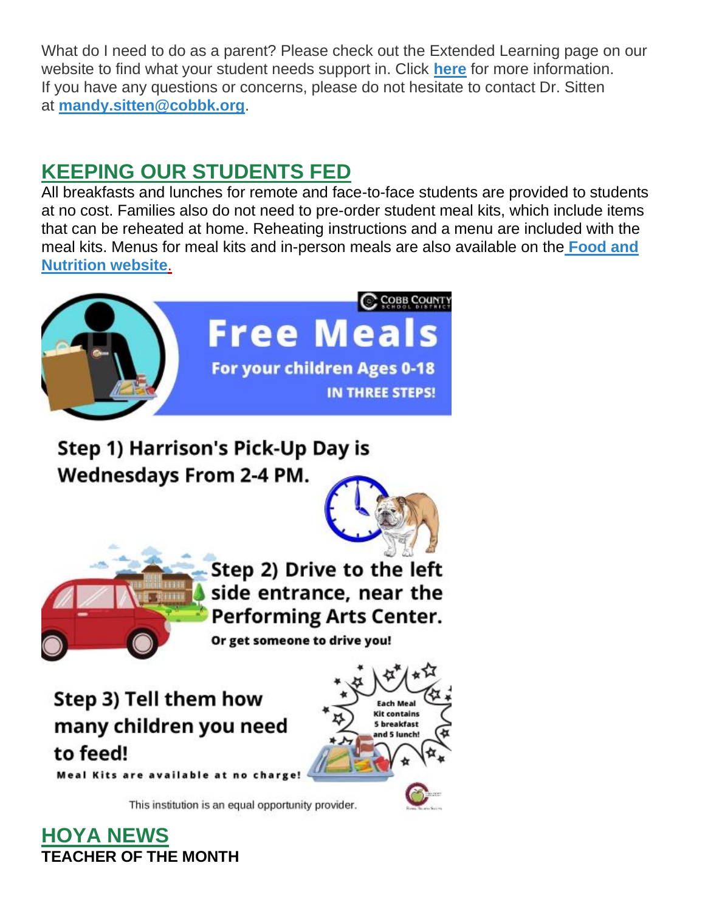What do I need to do as a parent? Please check out the Extended Learning page on our website to find what your student needs support in. Click **here** for more information. If you have any questions or concerns, please do not hesitate to contact Dr. Sitten at **mandy.sitten@cobbk.org**.

## KEEPING OUR STUDENTS FED

All breakfasts and lunches for remote and face-to-face students are provided to students at no cost. Families also do not need to pre-order student meal kits, which include items that can be reheated at home. Reheating instructions and a menu are included with the meal kits. Menus for meal kits and in-person meals are also available on the **Food and Nutrition website**.

Cobb County School District

**Free Meals**

**For your children Ages 0-18**

**IN THREE STEPS!**

**Step 1) Harrison's Pick-Up Day is Wednesdays From 2-4 PM.**

**Step 2) Drive to the left side entrance, near the Performing Arts Center.**

**Or get someone to drive you!**

**Step 3) Tell them how many children you need to feed!**

**Meal Kits are available at no charge!**

**Each Meal Kit contains 5 breakfast and 5 lunch!**

This institution is an equal opportunity provider.

## HOYA NEWS

**TEACHER OF THE MONTH**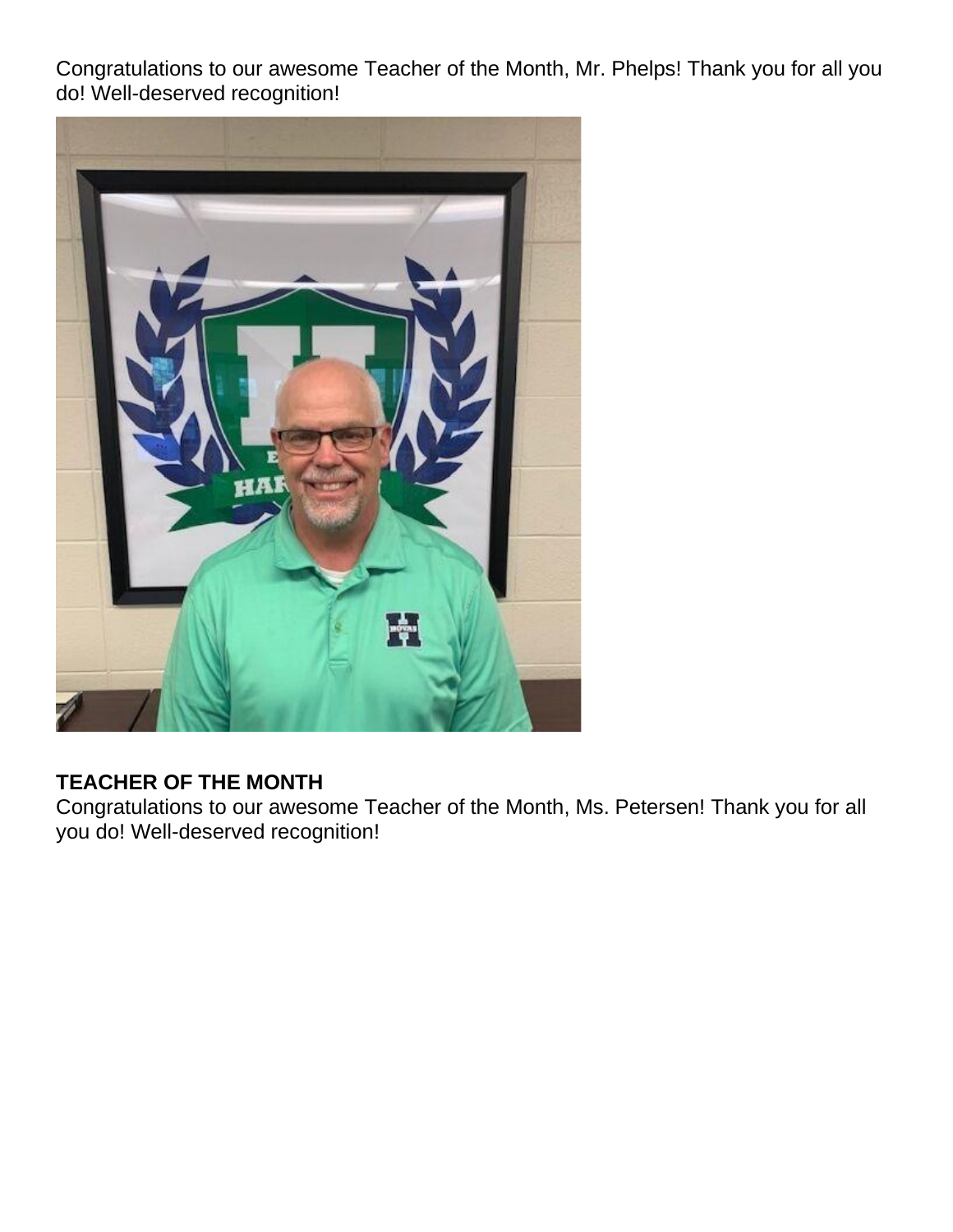Congratulations to our awesome Teacher of the Month, Mr. Phelps! Thank you for all you do! Well-deserved recognition!

**TEACHER OF THE MONTH**

Congratulations to our awesome Teacher of the Month, Ms. Petersen! Thank you for all you do! Well-deserved recognition!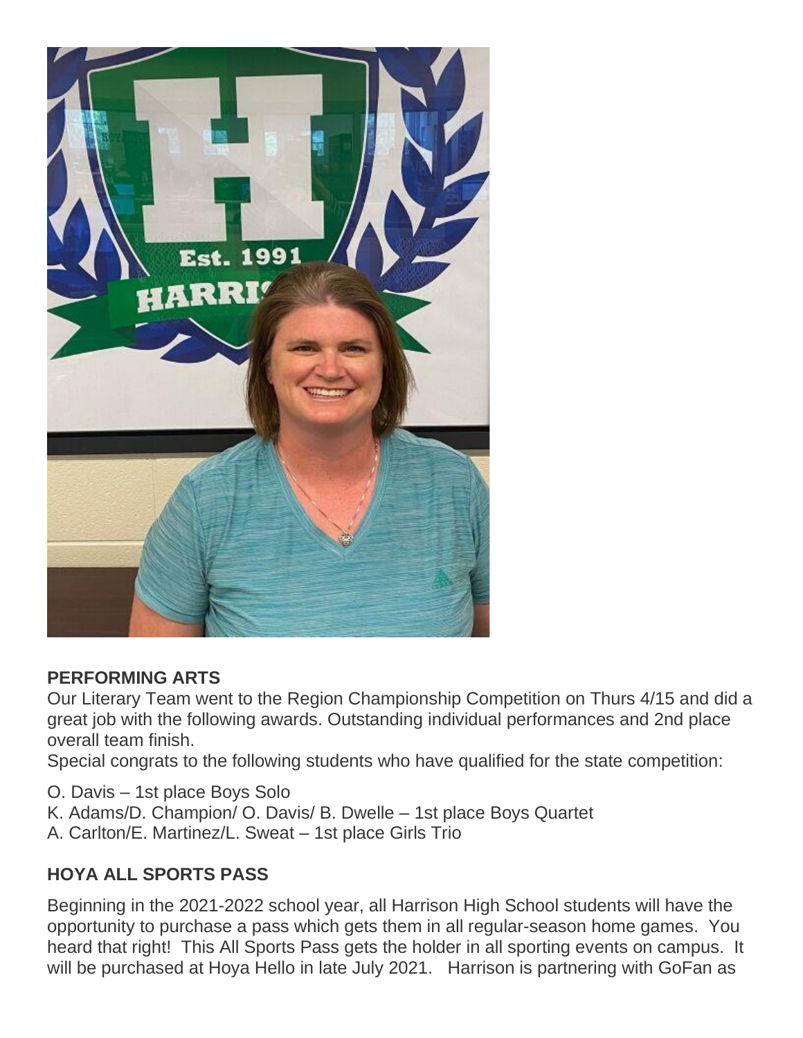**PERFORMING ARTS**

Our Literary Team went to the Region Championship Competition on Thurs 4/15 and did a great job with the following awards. Outstanding individual performances and 2nd place overall team finish.

Special congrats to the following students who have qualified for the state competition:

O. Davis – 1st place Boys Solo
K. Adams/D. Champion/ O. Davis/ B. Dwelle – 1st place Boys Quartet
A. Carlton/E. Martinez/L. Sweat – 1st place Girls Trio

**HOYA ALL SPORTS PASS**

Beginning in the 2021-2022 school year, all Harrison High School students will have the opportunity to purchase a pass which gets them in all regular-season home games. You heard that right! This All Sports Pass gets the holder in all sporting events on campus. It will be purchased at Hoya Hello in late July 2021. Harrison is partnering with GoFan as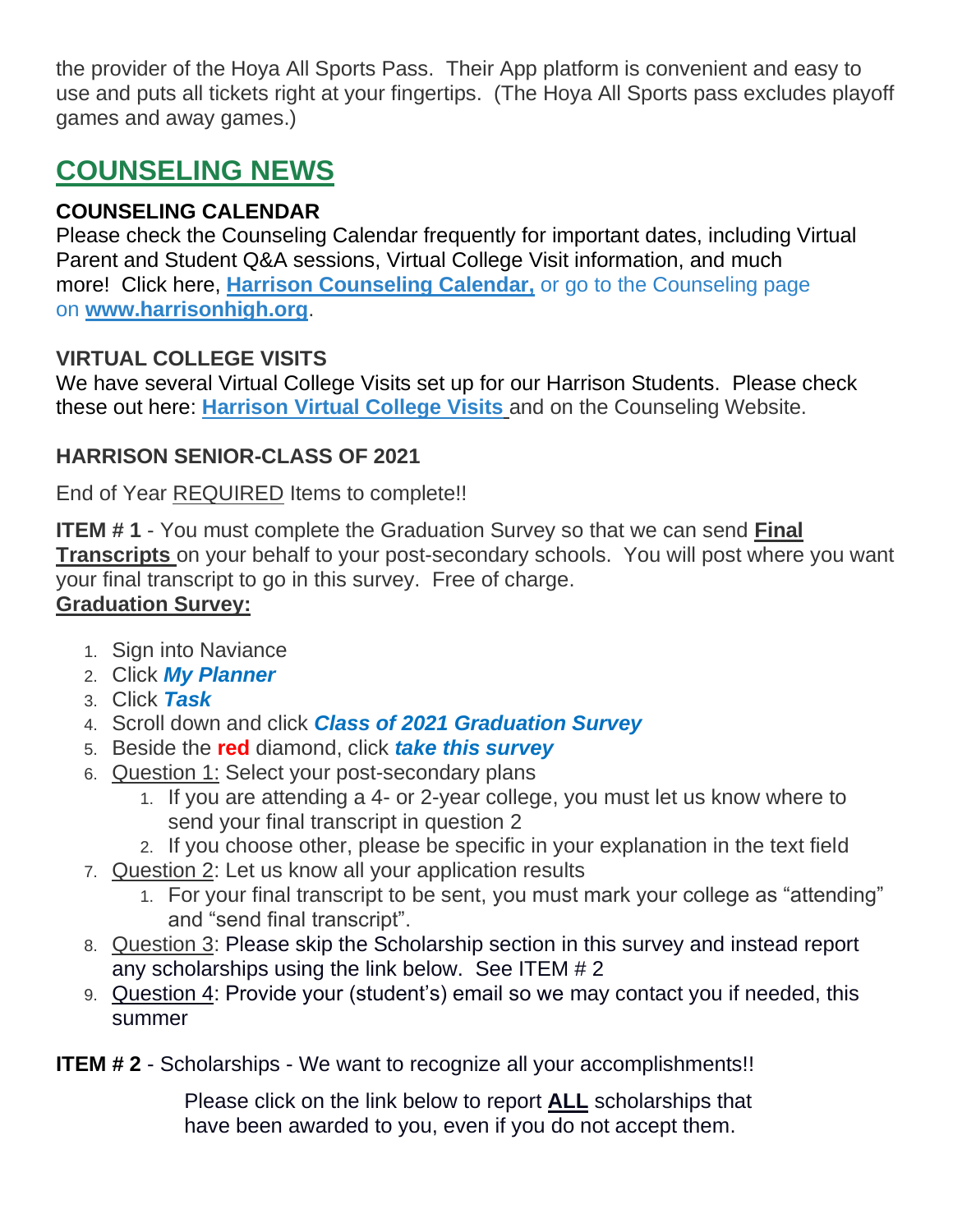the provider of the Hoya All Sports Pass. Their App platform is convenient and easy to use and puts all tickets right at your fingertips. (The Hoya All Sports pass excludes playoff games and away games.)

## COUNSELING NEWS

### COUNSELING CALENDAR

Please check the Counseling Calendar frequently for important dates, including Virtual Parent and Student Q&A sessions, Virtual College Visit information, and much more! Click here, **Harrison Counseling Calendar,** or go to the Counseling page on **www.harrisonhigh.org**.

### VIRTUAL COLLEGE VISITS

We have several Virtual College Visits set up for our Harrison Students. Please check these out here: **Harrison Virtual College Visits** and on the Counseling Website.

### HARRISON SENIOR-CLASS OF 2021

End of Year REQUIRED Items to complete!!

**ITEM # 1** - You must complete the Graduation Survey so that we can send **Final Transcripts** on your behalf to your post-secondary schools. You will post where you want your final transcript to go in this survey. Free of charge.

**Graduation Survey:**

1. Sign into Naviance
2. Click ***My Planner***
3. Click ***Task***
4. Scroll down and click ***Class of 2021 Graduation Survey***
5. Beside the **red** diamond, click ***take this survey***
6. Question 1: Select your post-secondary plans
   1. If you are attending a 4- or 2-year college, you must let us know where to send your final transcript in question 2
   2. If you choose other, please be specific in your explanation in the text field
7. Question 2: Let us know all your application results
   1. For your final transcript to be sent, you must mark your college as "attending" and "send final transcript".
8. Question 3: Please skip the Scholarship section in this survey and instead report any scholarships using the link below. See ITEM # 2
9. Question 4: Provide your (student's) email so we may contact you if needed, this summer

**ITEM # 2** - Scholarships - We want to recognize all your accomplishments!!

Please click on the link below to report **ALL** scholarships that have been awarded to you, even if you do not accept them.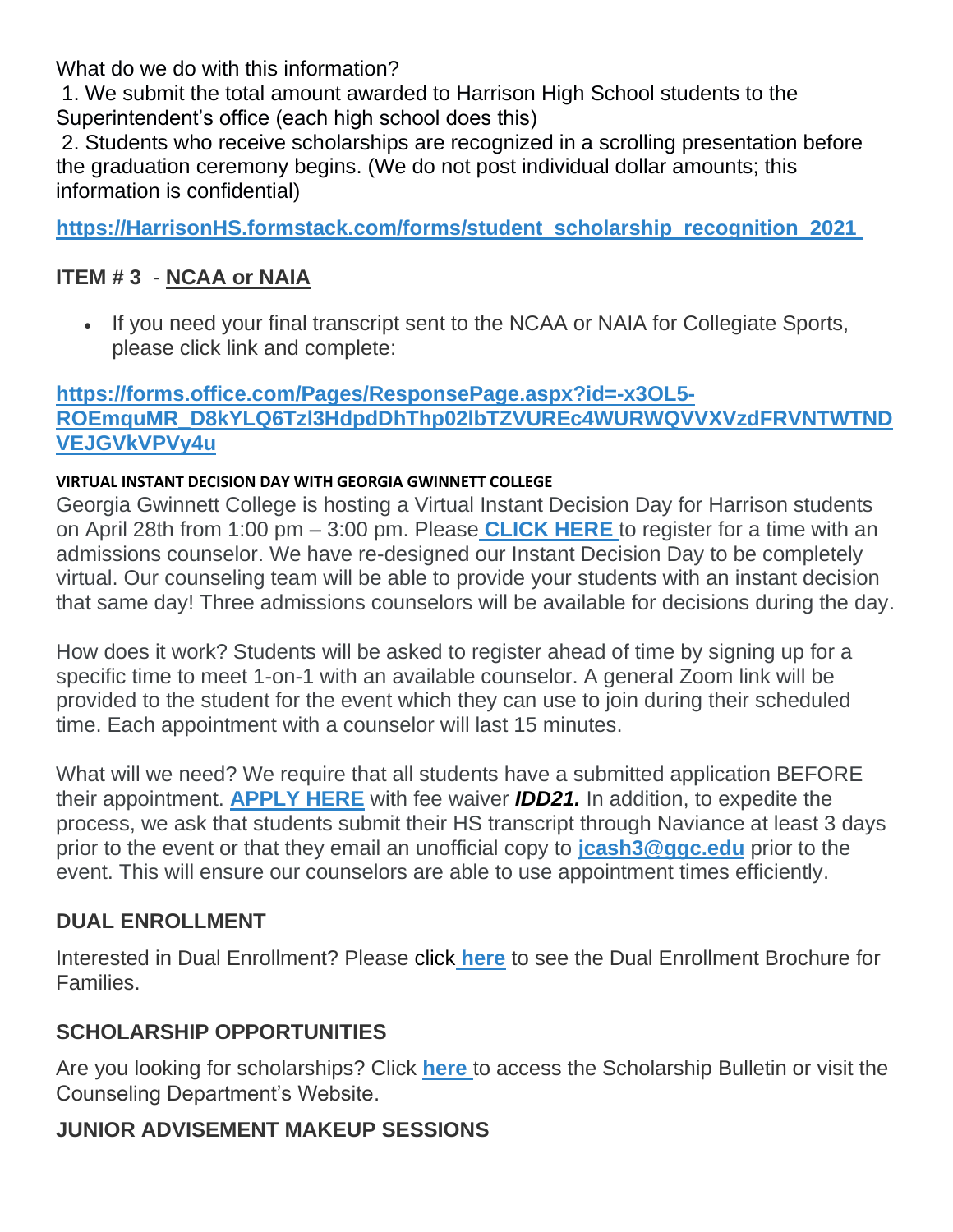What do we do with this information?

1. We submit the total amount awarded to Harrison High School students to the Superintendent's office (each high school does this)
2. Students who receive scholarships are recognized in a scrolling presentation before the graduation ceremony begins. (We do not post individual dollar amounts; this information is confidential)

**https://HarrisonHS.formstack.com/forms/student_scholarship_recognition_2021**

## ITEM # 3 - NCAA or NAIA

- If you need your final transcript sent to the NCAA or NAIA for Collegiate Sports, please click link and complete:

**https://forms.office.com/Pages/ResponsePage.aspx?id=-x3OL5-ROEmquMR_D8kYLQ6Tzl3HdpdDhThp02lbTZVUREc4WURWQVVXVzdFRVNTWTNDVEJGVkVPVy4u**

**VIRTUAL INSTANT DECISION DAY WITH GEORGIA GWINNETT COLLEGE**

Georgia Gwinnett College is hosting a Virtual Instant Decision Day for Harrison students on April 28th from 1:00 pm – 3:00 pm. Please **CLICK HERE** to register for a time with an admissions counselor. We have re-designed our Instant Decision Day to be completely virtual. Our counseling team will be able to provide your students with an instant decision that same day! Three admissions counselors will be available for decisions during the day.

How does it work? Students will be asked to register ahead of time by signing up for a specific time to meet 1-on-1 with an available counselor. A general Zoom link will be provided to the student for the event which they can use to join during their scheduled time. Each appointment with a counselor will last 15 minutes.

What will we need? We require that all students have a submitted application BEFORE their appointment. **APPLY HERE** with fee waiver ***IDD21.*** In addition, to expedite the process, we ask that students submit their HS transcript through Naviance at least 3 days prior to the event or that they email an unofficial copy to **jcash3@ggc.edu** prior to the event. This will ensure our counselors are able to use appointment times efficiently.

## DUAL ENROLLMENT

Interested in Dual Enrollment? Please click **here** to see the Dual Enrollment Brochure for Families.

## SCHOLARSHIP OPPORTUNITIES

Are you looking for scholarships? Click **here** to access the Scholarship Bulletin or visit the Counseling Department's Website.

## JUNIOR ADVISEMENT MAKEUP SESSIONS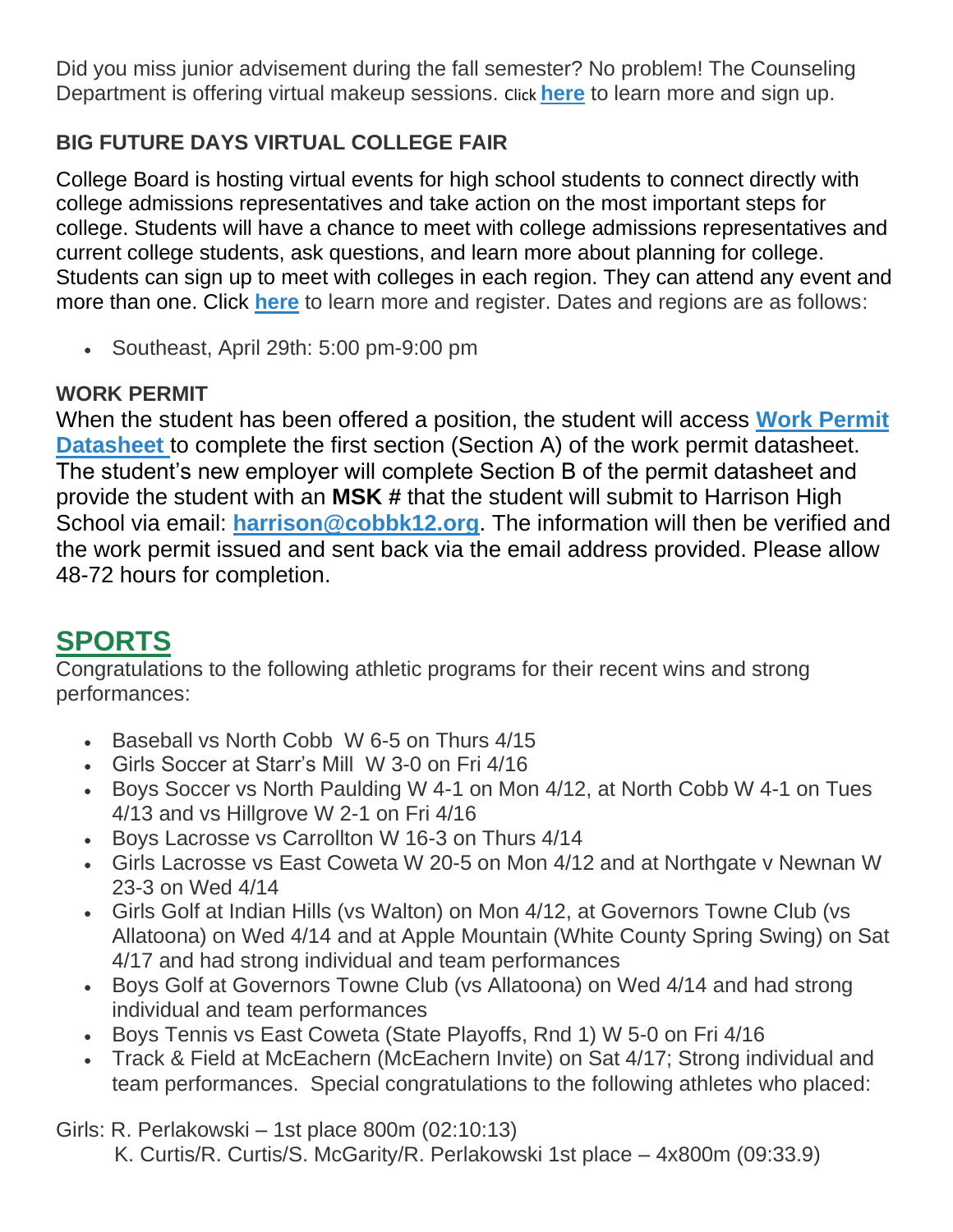Did you miss junior advisement during the fall semester? No problem! The Counseling Department is offering virtual makeup sessions. Click **here** to learn more and sign up.

**BIG FUTURE DAYS VIRTUAL COLLEGE FAIR**

College Board is hosting virtual events for high school students to connect directly with college admissions representatives and take action on the most important steps for college. Students will have a chance to meet with college admissions representatives and current college students, ask questions, and learn more about planning for college. Students can sign up to meet with colleges in each region. They can attend any event and more than one. Click **here** to learn more and register. Dates and regions are as follows:

- Southeast, April 29th: 5:00 pm-9:00 pm

**WORK PERMIT**

When the student has been offered a position, the student will access **Work Permit Datasheet** to complete the first section (Section A) of the work permit datasheet. The student's new employer will complete Section B of the permit datasheet and provide the student with an **MSK** # that the student will submit to Harrison High School via email: **harrison@cobbk12.org**. The information will then be verified and the work permit issued and sent back via the email address provided. Please allow 48-72 hours for completion.

## SPORTS

Congratulations to the following athletic programs for their recent wins and strong performances:

- Baseball vs North Cobb W 6-5 on Thurs 4/15
- Girls Soccer at Starr's Mill W 3-0 on Fri 4/16
- Boys Soccer vs North Paulding W 4-1 on Mon 4/12, at North Cobb W 4-1 on Tues 4/13 and vs Hillgrove W 2-1 on Fri 4/16
- Boys Lacrosse vs Carrollton W 16-3 on Thurs 4/14
- Girls Lacrosse vs East Coweta W 20-5 on Mon 4/12 and at Northgate v Newnan W 23-3 on Wed 4/14
- Girls Golf at Indian Hills (vs Walton) on Mon 4/12, at Governors Towne Club (vs Allatoona) on Wed 4/14 and at Apple Mountain (White County Spring Swing) on Sat 4/17 and had strong individual and team performances
- Boys Golf at Governors Towne Club (vs Allatoona) on Wed 4/14 and had strong individual and team performances
- Boys Tennis vs East Coweta (State Playoffs, Rnd 1) W 5-0 on Fri 4/16
- Track & Field at McEachern (McEachern Invite) on Sat 4/17; Strong individual and team performances. Special congratulations to the following athletes who placed:

Girls: R. Perlakowski – 1st place 800m (02:10:13)
K. Curtis/R. Curtis/S. McGarity/R. Perlakowski 1st place – 4x800m (09:33.9)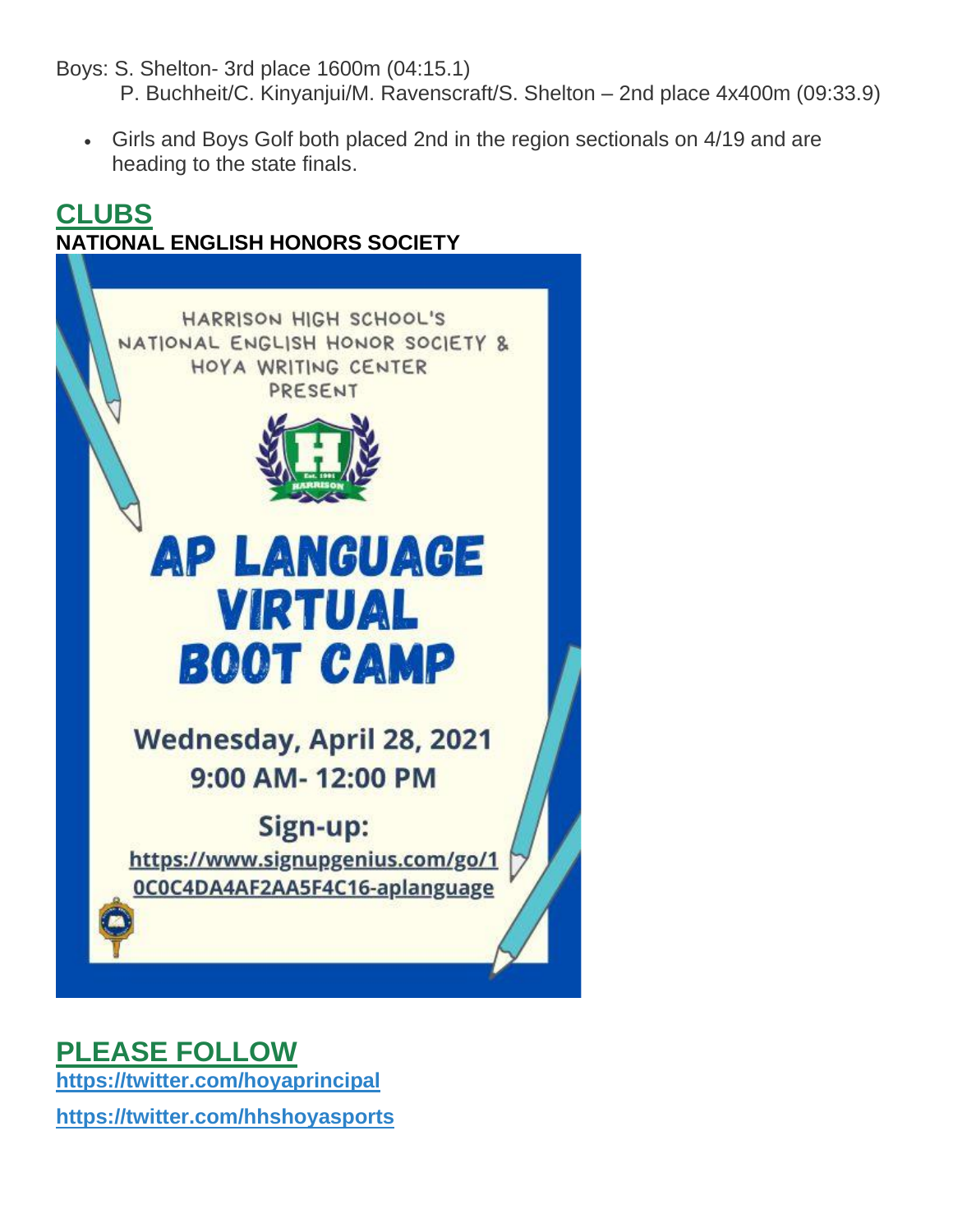Boys: S. Shelton- 3rd place 1600m (04:15.1)
P. Buchheit/C. Kinyanjui/M. Ravenscraft/S. Shelton – 2nd place 4x400m (09:33.9)

- Girls and Boys Golf both placed 2nd in the region sectionals on 4/19 and are heading to the state finals.

## CLUBS

**NATIONAL ENGLISH HONORS SOCIETY**

HARRISON HIGH SCHOOL'S NATIONAL ENGLISH HONOR SOCIETY & HOYA WRITING CENTER PRESENT

**AP LANGUAGE VIRTUAL BOOT CAMP**

**Wednesday, April 28, 2021**
**9:00 AM- 12:00 PM**

**Sign-up:**
https://www.signupgenius.com/go/10C0C4DA4AF2AA5F4C16-aplanguage

## PLEASE FOLLOW

https://twitter.com/hoyaprincipal

https://twitter.com/hhshoyasports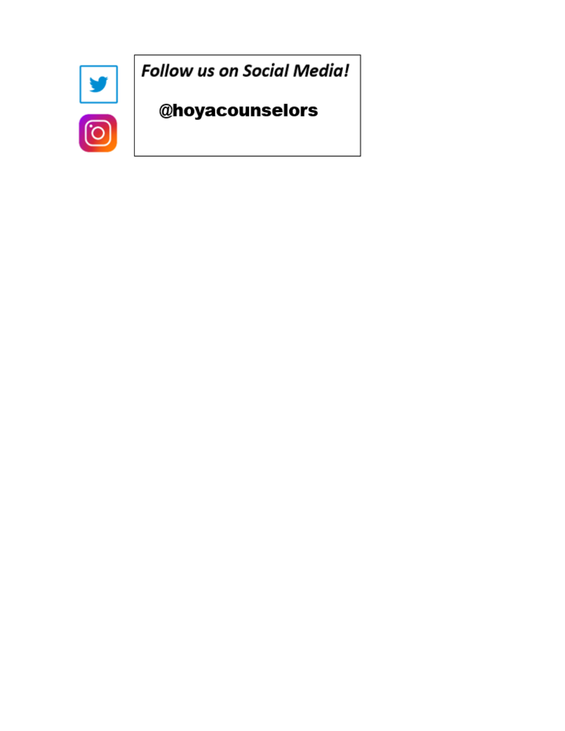***Follow us on Social Media!***

**@hoyacounselors**